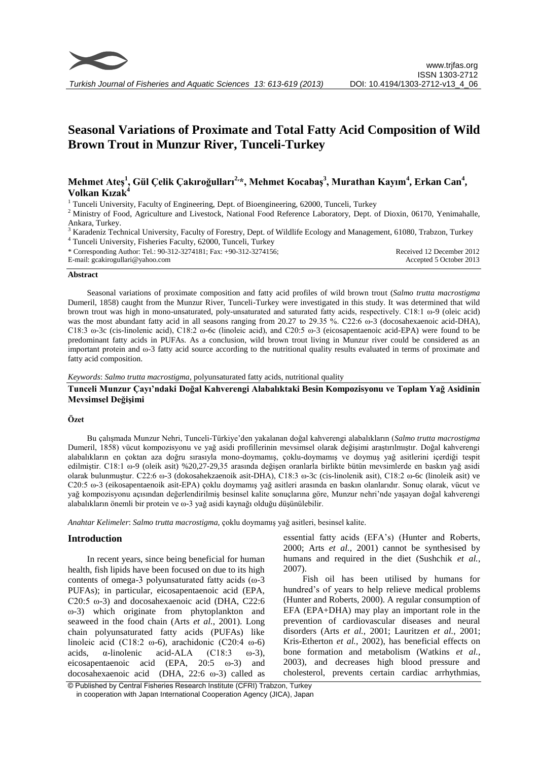# Seasonal Variations of Proximate and Total Fatty Acid Composition of Wild Brown Trout in Munzur River, Tunceli-Turkey

**Mehmet Ateş[1], Gül Çelik Çakıroğulları[2,*], Mehmet Kocabaş[3], Murathan Kayım[4], Erkan Can[4], Volkan Kızak[4]**

[1] Tunceli University, Faculty of Engineering, Dept. of Bioengineering, 62000, Tunceli, Turkey

[2] Ministry of Food, Agriculture and Livestock, National Food Reference Laboratory, Dept. of Dioxin, 06170, Yenimahalle, Ankara, Turkey.

[3] Karadeniz Technical University, Faculty of Forestry, Dept. of Wildlife Ecology and Management, 61080, Trabzon, Turkey

[4] Tunceli University, Fisheries Faculty, 62000, Tunceli, Turkey

\* Corresponding Author: Tel.: 90-312-3274181; Fax: +90-312-3274156;
E-mail: gcakirogullari@yahoo.com

Received 12 December 2012
Accepted 5 October 2013

## Abstract

Seasonal variations of proximate composition and fatty acid profiles of wild brown trout (*Salmo trutta macrostigma* Dumeril, 1858) caught from the Munzur River, Tunceli-Turkey were investigated in this study. It was determined that wild brown trout was high in mono-unsaturated, poly-unsaturated and saturated fatty acids, respectively. C18:1 ω-9 (oleic acid) was the most abundant fatty acid in all seasons ranging from 20.27 to 29.35 %. C22:6 ω-3 (docosahexaenoic acid-DHA), C18:3 ω-3c (cis-linolenic acid), C18:2 ω-6c (linoleic acid), and C20:5 ω-3 (eicosapentaenoic acid-EPA) were found to be predominant fatty acids in PUFAs. As a conclusion, wild brown trout living in Munzur river could be considered as an important protein and ω-3 fatty acid source according to the nutritional quality results evaluated in terms of proximate and fatty acid composition.

*Keywords*: *Salmo trutta macrostigma*, polyunsaturated fatty acids, nutritional quality

**Tunceli Munzur Çayı'ndaki Doğal Kahverengi Alabalıktaki Besin Kompozisyonu ve Toplam Yağ Asidinin Mevsimsel Değişimi**

## Özet

Bu çalışmada Munzur Nehri, Tunceli-Türkiye'den yakalanan doğal kahverengi alabalıkların (*Salmo trutta macrostigma* Dumeril, 1858) vücut kompozisyonu ve yağ asidi profillerinin mevsimsel olarak değişimi araştırılmıştır. Doğal kahverengi alabalıkların en çoktan aza doğru sırasıyla mono-doymamış, çoklu-doymamış ve doymuş yağ asitlerini içerdiği tespit edilmiştir. C18:1 ω-9 (oleik asit) %20,27-29,35 arasında değişen oranlarla birlikte bütün mevsimlerde en baskın yağ asidi olarak bulunmuştur. C22:6 ω-3 (dokosahekzaenoik asit-DHA), C18:3 ω-3c (cis-linolenik asit), C18:2 ω-6c (linoleik asit) ve C20:5 ω-3 (eikosapentaenoik asit-EPA) çoklu doymamış yağ asitleri arasında en baskın olanlarıdır. Sonuç olarak, vücut ve yağ kompozisyonu açısından değerlendirilmiş besinsel kalite sonuçlarına göre, Munzur nehri'nde yaşayan doğal kahverengi alabalıkların önemli bir protein ve ω-3 yağ asidi kaynağı olduğu düşünülebilir.

*Anahtar Kelimeler*: *Salmo trutta macrostigma*, çoklu doymamış yağ asitleri, besinsel kalite.

## Introduction

In recent years, since being beneficial for human health, fish lipids have been focused on due to its high contents of omega-3 polyunsaturated fatty acids (ω-3 PUFAs); in particular, eicosapentaenoic acid (EPA, C20:5 ω-3) and docosahexaenoic acid (DHA, C22:6 ω-3) which originate from phytoplankton and seaweed in the food chain (Arts *et al.*, 2001). Long chain polyunsaturated fatty acids (PUFAs) like linoleic acid (C18:2 ω-6), arachidonic (C20:4 ω-6) acids, α-linolenic acid-ALA (C18:3 ω-3), eicosapentaenoic acid (EPA, 20:5 ω-3) and docosahexaenoic acid (DHA, 22:6 ω-3) called as essential fatty acids (EFA's) (Hunter and Roberts, 2000; Arts *et al.*, 2001) cannot be synthesised by humans and required in the diet (Sushchik *et al.*, 2007).

Fish oil has been utilised by humans for hundred's of years to help relieve medical problems (Hunter and Roberts, 2000). A regular consumption of EFA (EPA+DHA) may play an important role in the prevention of cardiovascular diseases and neural disorders (Arts *et al.*, 2001; Lauritzen *et al.*, 2001; Kris-Etherton *et al.*, 2002), has beneficial effects on bone formation and metabolism (Watkins *et al.*, 2003), and decreases high blood pressure and cholesterol, prevents certain cardiac arrhythmias,

© Published by Central Fisheries Research Institute (CFRI) Trabzon, Turkey in cooperation with Japan International Cooperation Agency (JICA), Japan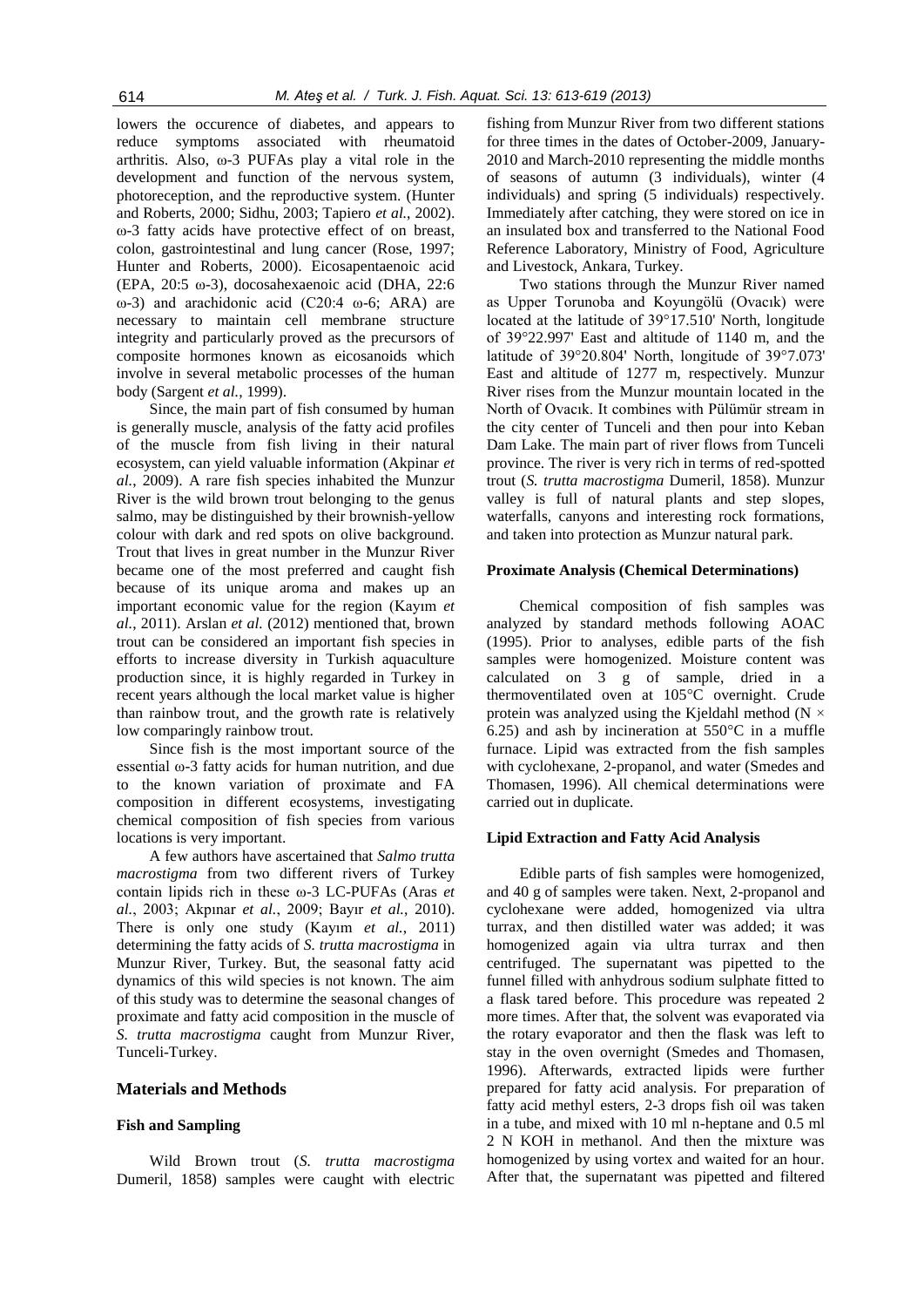lowers the occurence of diabetes, and appears to reduce symptoms associated with rheumatoid arthritis. Also, ω-3 PUFAs play a vital role in the development and function of the nervous system, photoreception, and the reproductive system. (Hunter and Roberts, 2000; Sidhu, 2003; Tapiero *et al.*, 2002). ω-3 fatty acids have protective effect of on breast, colon, gastrointestinal and lung cancer (Rose, 1997; Hunter and Roberts, 2000). Eicosapentaenoic acid (EPA, 20:5 ω-3), docosahexaenoic acid (DHA, 22:6 ω-3) and arachidonic acid (C20:4 ω-6; ARA) are necessary to maintain cell membrane structure integrity and particularly proved as the precursors of composite hormones known as eicosanoids which involve in several metabolic processes of the human body (Sargent *et al.*, 1999).

Since, the main part of fish consumed by human is generally muscle, analysis of the fatty acid profiles of the muscle from fish living in their natural ecosystem, can yield valuable information (Akpinar *et al.*, 2009). A rare fish species inhabited the Munzur River is the wild brown trout belonging to the genus salmo, may be distinguished by their brownish-yellow colour with dark and red spots on olive background. Trout that lives in great number in the Munzur River became one of the most preferred and caught fish because of its unique aroma and makes up an important economic value for the region (Kayım *et al.*, 2011). Arslan *et al.* (2012) mentioned that, brown trout can be considered an important fish species in efforts to increase diversity in Turkish aquaculture production since, it is highly regarded in Turkey in recent years although the local market value is higher than rainbow trout, and the growth rate is relatively low comparingly rainbow trout.

Since fish is the most important source of the essential ω-3 fatty acids for human nutrition, and due to the known variation of proximate and FA composition in different ecosystems, investigating chemical composition of fish species from various locations is very important.

A few authors have ascertained that *Salmo trutta macrostigma* from two different rivers of Turkey contain lipids rich in these ω-3 LC-PUFAs (Aras *et al.*, 2003; Akpınar *et al.*, 2009; Bayır *et al.*, 2010). There is only one study (Kayım *et al.*, 2011) determining the fatty acids of *S. trutta macrostigma* in Munzur River, Turkey. But, the seasonal fatty acid dynamics of this wild species is not known. The aim of this study was to determine the seasonal changes of proximate and fatty acid composition in the muscle of *S. trutta macrostigma* caught from Munzur River, Tunceli-Turkey.

## Materials and Methods

### Fish and Sampling

Wild Brown trout (*S. trutta macrostigma* Dumeril, 1858) samples were caught with electric fishing from Munzur River from two different stations for three times in the dates of October-2009, January-2010 and March-2010 representing the middle months of seasons of autumn (3 individuals), winter (4 individuals) and spring (5 individuals) respectively. Immediately after catching, they were stored on ice in an insulated box and transferred to the National Food Reference Laboratory, Ministry of Food, Agriculture and Livestock, Ankara, Turkey.

Two stations through the Munzur River named as Upper Torunoba and Koyungölü (Ovacık) were located at the latitude of 39°17.510' North, longitude of 39°22.997' East and altitude of 1140 m, and the latitude of 39°20.804' North, longitude of 39°7.073' East and altitude of 1277 m, respectively. Munzur River rises from the Munzur mountain located in the North of Ovacık. It combines with Pülümür stream in the city center of Tunceli and then pour into Keban Dam Lake. The main part of river flows from Tunceli province. The river is very rich in terms of red-spotted trout (*S. trutta macrostigma* Dumeril, 1858). Munzur valley is full of natural plants and step slopes, waterfalls, canyons and interesting rock formations, and taken into protection as Munzur natural park.

### Proximate Analysis (Chemical Determinations)

Chemical composition of fish samples was analyzed by standard methods following AOAC (1995). Prior to analyses, edible parts of the fish samples were homogenized. Moisture content was calculated on 3 g of sample, dried in a thermoventilated oven at 105°C overnight. Crude protein was analyzed using the Kjeldahl method (N × 6.25) and ash by incineration at 550°C in a muffle furnace. Lipid was extracted from the fish samples with cyclohexane, 2-propanol, and water (Smedes and Thomasen, 1996). All chemical determinations were carried out in duplicate.

### Lipid Extraction and Fatty Acid Analysis

Edible parts of fish samples were homogenized, and 40 g of samples were taken. Next, 2-propanol and cyclohexane were added, homogenized via ultra turrax, and then distilled water was added; it was homogenized again via ultra turrax and then centrifuged. The supernatant was pipetted to the funnel filled with anhydrous sodium sulphate fitted to a flask tared before. This procedure was repeated 2 more times. After that, the solvent was evaporated via the rotary evaporator and then the flask was left to stay in the oven overnight (Smedes and Thomasen, 1996). Afterwards, extracted lipids were further prepared for fatty acid analysis. For preparation of fatty acid methyl esters, 2-3 drops fish oil was taken in a tube, and mixed with 10 ml n-heptane and 0.5 ml 2 N KOH in methanol. And then the mixture was homogenized by using vortex and waited for an hour. After that, the supernatant was pipetted and filtered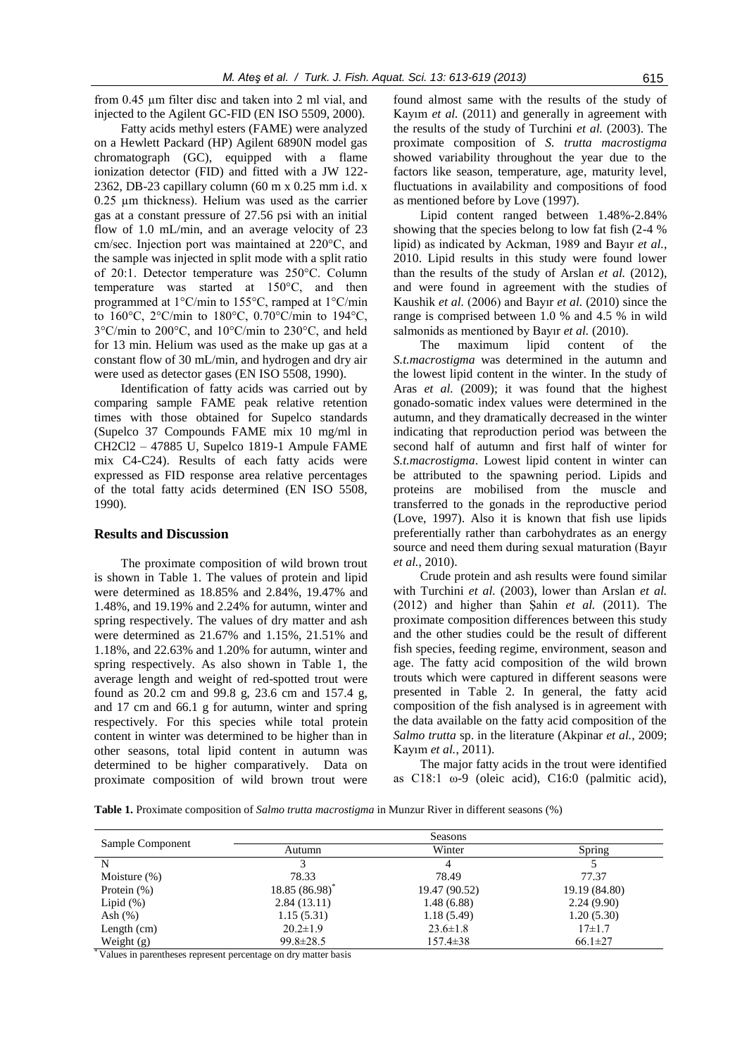from 0.45 µm filter disc and taken into 2 ml vial, and injected to the Agilent GC-FID (EN ISO 5509, 2000).

Fatty acids methyl esters (FAME) were analyzed on a Hewlett Packard (HP) Agilent 6890N model gas chromatograph (GC), equipped with a flame ionization detector (FID) and fitted with a JW 122-2362, DB-23 capillary column (60 m x 0.25 mm i.d. x 0.25 µm thickness). Helium was used as the carrier gas at a constant pressure of 27.56 psi with an initial flow of 1.0 mL/min, and an average velocity of 23 cm/sec. Injection port was maintained at 220°C, and the sample was injected in split mode with a split ratio of 20:1. Detector temperature was 250°C. Column temperature was started at 150°C, and then programmed at 1°C/min to 155°C, ramped at 1°C/min to 160°C, 2°C/min to 180°C, 0.70°C/min to 194°C, 3°C/min to 200°C, and 10°C/min to 230°C, and held for 13 min. Helium was used as the make up gas at a constant flow of 30 mL/min, and hydrogen and dry air were used as detector gases (EN ISO 5508, 1990).

Identification of fatty acids was carried out by comparing sample FAME peak relative retention times with those obtained for Supelco standards (Supelco 37 Compounds FAME mix 10 mg/ml in $CH_2Cl_2$ – 47885 U, Supelco 1819-1 Ampule FAME mix C4-C24). Results of each fatty acids were expressed as FID response area relative percentages of the total fatty acids determined (EN ISO 5508, 1990).

## Results and Discussion

The proximate composition of wild brown trout is shown in Table 1. The values of protein and lipid were determined as 18.85% and 2.84%, 19.47% and 1.48%, and 19.19% and 2.24% for autumn, winter and spring respectively. The values of dry matter and ash were determined as 21.67% and 1.15%, 21.51% and 1.18%, and 22.63% and 1.20% for autumn, winter and spring respectively. As also shown in Table 1, the average length and weight of red-spotted trout were found as 20.2 cm and 99.8 g, 23.6 cm and 157.4 g, and 17 cm and 66.1 g for autumn, winter and spring respectively. For this species while total protein content in winter was determined to be higher than in other seasons, total lipid content in autumn was determined to be higher comparatively. Data on proximate composition of wild brown trout were found almost same with the results of the study of Kayım *et al.* (2011) and generally in agreement with the results of the study of Turchini *et al.* (2003). The proximate composition of *S. trutta macrostigma* showed variability throughout the year due to the factors like season, temperature, age, maturity level, fluctuations in availability and compositions of food as mentioned before by Love (1997).

Lipid content ranged between 1.48%-2.84% showing that the species belong to low fat fish (2-4 % lipid) as indicated by Ackman, 1989 and Bayır *et al.*, 2010. Lipid results in this study were found lower than the results of the study of Arslan *et al.* (2012), and were found in agreement with the studies of Kaushik *et al.* (2006) and Bayır *et al.* (2010) since the range is comprised between 1.0 % and 4.5 % in wild salmonids as mentioned by Bayır *et al.* (2010).

The maximum lipid content of the *S.t.macrostigma* was determined in the autumn and the lowest lipid content in the winter. In the study of Aras *et al.* (2009); it was found that the highest gonado-somatic index values were determined in the autumn, and they dramatically decreased in the winter indicating that reproduction period was between the second half of autumn and first half of winter for *S.t.macrostigma*. Lowest lipid content in winter can be attributed to the spawning period. Lipids and proteins are mobilised from the muscle and transferred to the gonads in the reproductive period (Love, 1997). Also it is known that fish use lipids preferentially rather than carbohydrates as an energy source and need them during sexual maturation (Bayır *et al.*, 2010).

Crude protein and ash results were found similar with Turchini *et al.* (2003), lower than Arslan *et al.* (2012) and higher than Şahin *et al.* (2011). The proximate composition differences between this study and the other studies could be the result of different fish species, feeding regime, environment, season and age. The fatty acid composition of the wild brown trouts which were captured in different seasons were presented in Table 2. In general, the fatty acid composition of the fish analysed is in agreement with the data available on the fatty acid composition of the *Salmo trutta* sp. in the literature (Akpinar *et al.*, 2009; Kayım *et al.*, 2011).

The major fatty acids in the trout were identified as C18:1 ω-9 (oleic acid), C16:0 (palmitic acid),

**Table 1.** Proximate composition of *Salmo trutta macrostigma* in Munzur River in different seasons (%)

| Sample Component | Seasons | | |
|---|---|---|---|
| | Autumn | Winter | Spring |
| N | 3 | 4 | 5 |
| Moisture (%) | 78.33 | 78.49 | 77.37 |
| Protein (%) | 18.85 (86.98)* | 19.47 (90.52) | 19.19 (84.80) |
| Lipid (%) | 2.84 (13.11) | 1.48 (6.88) | 2.24 (9.90) |
| Ash (%) | 1.15 (5.31) | 1.18 (5.49) | 1.20 (5.30) |
| Length (cm) | 20.2±1.9 | 23.6±1.8 | 17±1.7 |
| Weight (g) | 99.8±28.5 | 157.4±38 | 66.1±27 |

*Values in parentheses represent percentage on dry matter basis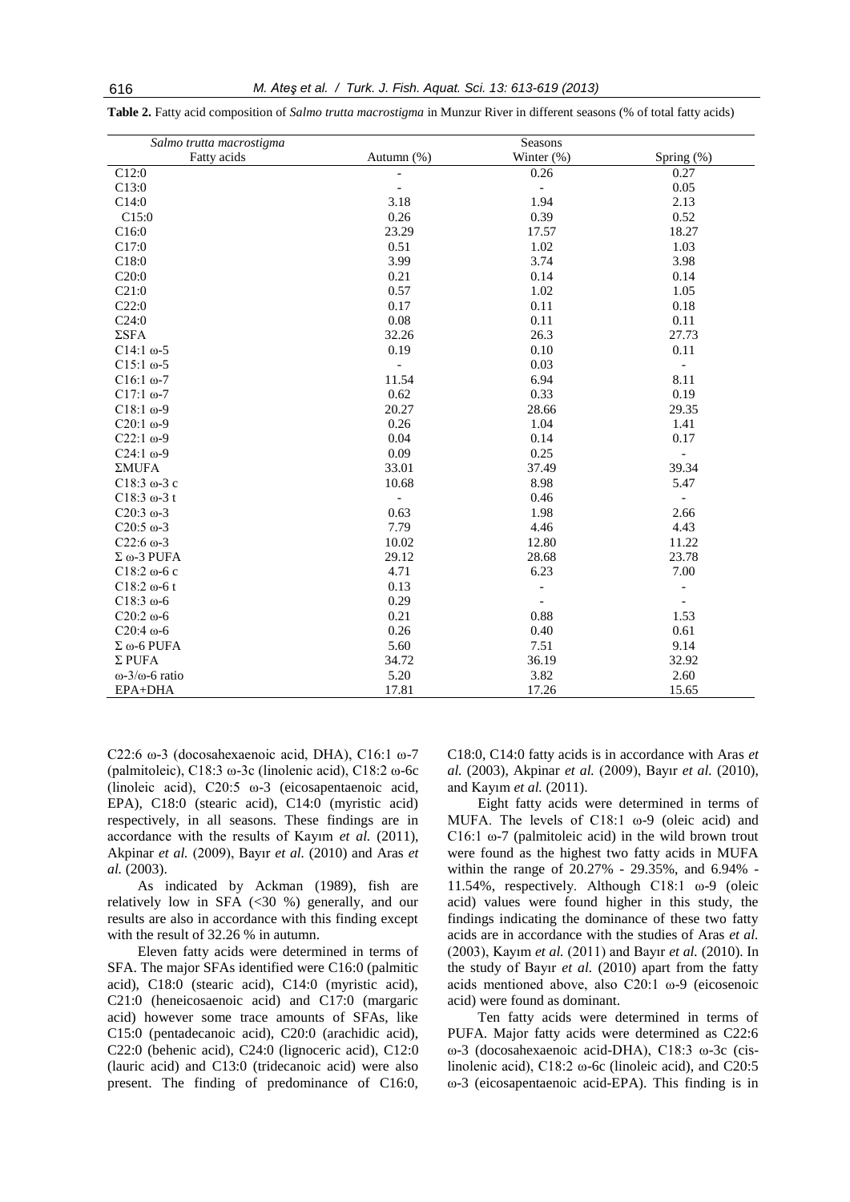**Table 2.** Fatty acid composition of *Salmo trutta macrostigma* in Munzur River in different seasons (% of total fatty acids)

| *Salmo trutta macrostigma* | Seasons | | |
|---|---|---|---|
| Fatty acids | Autumn (%) | Winter (%) | Spring (%) |
| C12:0 | - | 0.26 | 0.27 |
| C13:0 | - | - | 0.05 |
| C14:0 | 3.18 | 1.94 | 2.13 |
| C15:0 | 0.26 | 0.39 | 0.52 |
| C16:0 | 23.29 | 17.57 | 18.27 |
| C17:0 | 0.51 | 1.02 | 1.03 |
| C18:0 | 3.99 | 3.74 | 3.98 |
| C20:0 | 0.21 | 0.14 | 0.14 |
| C21:0 | 0.57 | 1.02 | 1.05 |
| C22:0 | 0.17 | 0.11 | 0.18 |
| C24:0 | 0.08 | 0.11 | 0.11 |
| ΣSFA | 32.26 | 26.3 | 27.73 |
| C14:1 ω-5 | 0.19 | 0.10 | 0.11 |
| C15:1 ω-5 | - | 0.03 | - |
| C16:1 ω-7 | 11.54 | 6.94 | 8.11 |
| C17:1 ω-7 | 0.62 | 0.33 | 0.19 |
| C18:1 ω-9 | 20.27 | 28.66 | 29.35 |
| C20:1 ω-9 | 0.26 | 1.04 | 1.41 |
| C22:1 ω-9 | 0.04 | 0.14 | 0.17 |
| C24:1 ω-9 | 0.09 | 0.25 | - |
| ΣMUFA | 33.01 | 37.49 | 39.34 |
| C18:3 ω-3 c | 10.68 | 8.98 | 5.47 |
| C18:3 ω-3 t | - | 0.46 | - |
| C20:3 ω-3 | 0.63 | 1.98 | 2.66 |
| C20:5 ω-3 | 7.79 | 4.46 | 4.43 |
| C22:6 ω-3 | 10.02 | 12.80 | 11.22 |
| Σ ω-3 PUFA | 29.12 | 28.68 | 23.78 |
| C18:2 ω-6 c | 4.71 | 6.23 | 7.00 |
| C18:2 ω-6 t | 0.13 | - | - |
| C18:3 ω-6 | 0.29 | - | - |
| C20:2 ω-6 | 0.21 | 0.88 | 1.53 |
| C20:4 ω-6 | 0.26 | 0.40 | 0.61 |
| Σ ω-6 PUFA | 5.60 | 7.51 | 9.14 |
| Σ PUFA | 34.72 | 36.19 | 32.92 |
| ω-3/ω-6 ratio | 5.20 | 3.82 | 2.60 |
| EPA+DHA | 17.81 | 17.26 | 15.65 |

C22:6 ω-3 (docosahexaenoic acid, DHA), C16:1 ω-7 (palmitoleic), C18:3 ω-3c (linolenic acid), C18:2 ω-6c (linoleic acid), C20:5 ω-3 (eicosapentaenoic acid, EPA), C18:0 (stearic acid), C14:0 (myristic acid) respectively, in all seasons. These findings are in accordance with the results of Kayım *et al.* (2011), Akpinar *et al.* (2009), Bayır *et al.* (2010) and Aras *et al.* (2003).

As indicated by Ackman (1989), fish are relatively low in SFA (<30 %) generally, and our results are also in accordance with this finding except with the result of 32.26 % in autumn.

Eleven fatty acids were determined in terms of SFA. The major SFAs identified were C16:0 (palmitic acid), C18:0 (stearic acid), C14:0 (myristic acid), C21:0 (heneicosaenoic acid) and C17:0 (margaric acid) however some trace amounts of SFAs, like C15:0 (pentadecanoic acid), C20:0 (arachidic acid), C22:0 (behenic acid), C24:0 (lignoceric acid), C12:0 (lauric acid) and C13:0 (tridecanoic acid) were also present. The finding of predominance of C16:0, C18:0, C14:0 fatty acids is in accordance with Aras *et al.* (2003), Akpinar *et al.* (2009), Bayır *et al.* (2010), and Kayım *et al.* (2011).

Eight fatty acids were determined in terms of MUFA. The levels of C18:1 ω-9 (oleic acid) and C16:1 ω-7 (palmitoleic acid) in the wild brown trout were found as the highest two fatty acids in MUFA within the range of 20.27% - 29.35%, and 6.94% - 11.54%, respectively. Although C18:1 ω-9 (oleic acid) values were found higher in this study, the findings indicating the dominance of these two fatty acids are in accordance with the studies of Aras *et al.* (2003), Kayım *et al.* (2011) and Bayır *et al.* (2010). In the study of Bayır *et al.* (2010) apart from the fatty acids mentioned above, also C20:1 ω-9 (eicosenoic acid) were found as dominant.

Ten fatty acids were determined in terms of PUFA. Major fatty acids were determined as C22:6 ω-3 (docosahexaenoic acid-DHA), C18:3 ω-3c (cis-linolenic acid), C18:2 ω-6c (linoleic acid), and C20:5 ω-3 (eicosapentaenoic acid-EPA). This finding is in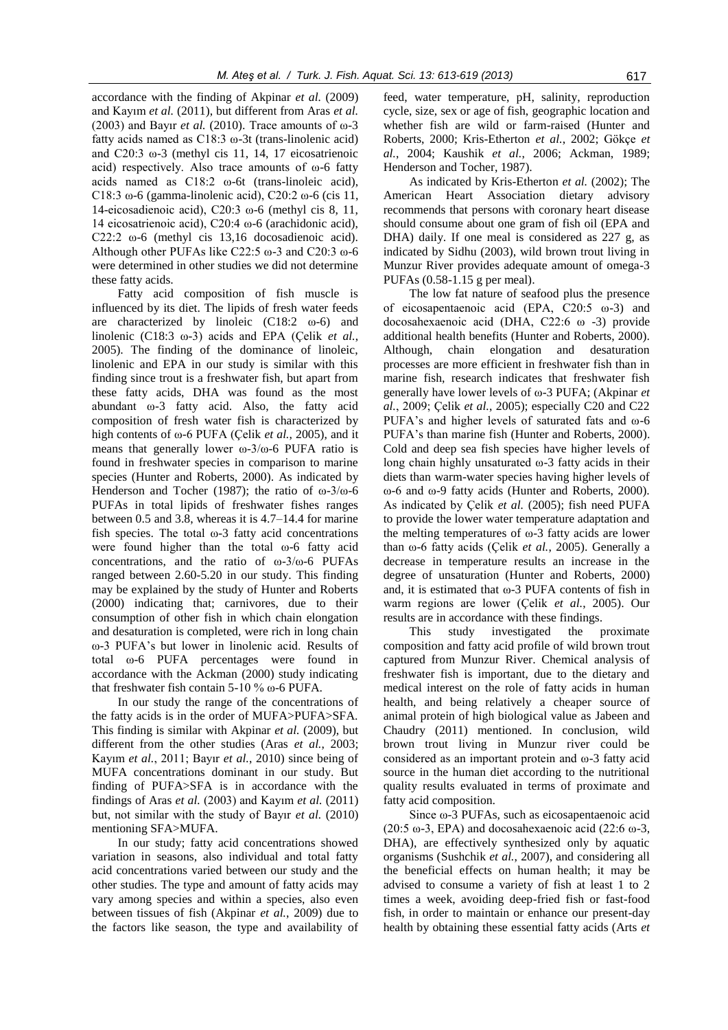accordance with the finding of Akpinar *et al.* (2009) and Kayım *et al.* (2011), but different from Aras *et al.* (2003) and Bayır *et al.* (2010). Trace amounts of ω-3 fatty acids named as C18:3 ω-3t (trans-linolenic acid) and C20:3 ω-3 (methyl cis 11, 14, 17 eicosatrienoic acid) respectively. Also trace amounts of ω-6 fatty acids named as C18:2 ω-6t (trans-linoleic acid), C18:3 ω-6 (gamma-linolenic acid), C20:2 ω-6 (cis 11, 14-eicosadienoic acid), C20:3 ω-6 (methyl cis 8, 11, 14 eicosatrienoic acid), C20:4 ω-6 (arachidonic acid), C22:2 ω-6 (methyl cis 13,16 docosadienoic acid). Although other PUFAs like C22:5 ω-3 and C20:3 ω-6 were determined in other studies we did not determine these fatty acids.

Fatty acid composition of fish muscle is influenced by its diet. The lipids of fresh water feeds are characterized by linoleic (C18:2 ω-6) and linolenic (C18:3 ω-3) acids and EPA (Çelik *et al.*, 2005). The finding of the dominance of linoleic, linolenic and EPA in our study is similar with this finding since trout is a freshwater fish, but apart from these fatty acids, DHA was found as the most abundant ω-3 fatty acid. Also, the fatty acid composition of fresh water fish is characterized by high contents of ω-6 PUFA (Çelik *et al.*, 2005), and it means that generally lower ω-3/ω-6 PUFA ratio is found in freshwater species in comparison to marine species (Hunter and Roberts, 2000). As indicated by Henderson and Tocher (1987); the ratio of ω-3/ω-6 PUFAs in total lipids of freshwater fishes ranges between 0.5 and 3.8, whereas it is 4.7–14.4 for marine fish species. The total ω-3 fatty acid concentrations were found higher than the total ω-6 fatty acid concentrations, and the ratio of ω-3/ω-6 PUFAs ranged between 2.60-5.20 in our study. This finding may be explained by the study of Hunter and Roberts (2000) indicating that; carnivores, due to their consumption of other fish in which chain elongation and desaturation is completed, were rich in long chain ω-3 PUFA's but lower in linolenic acid. Results of total ω-6 PUFA percentages were found in accordance with the Ackman (2000) study indicating that freshwater fish contain 5-10 % ω-6 PUFA.

In our study the range of the concentrations of the fatty acids is in the order of MUFA>PUFA>SFA. This finding is similar with Akpinar *et al.* (2009), but different from the other studies (Aras *et al.*, 2003; Kayım *et al.*, 2011; Bayır *et al.*, 2010) since being of MUFA concentrations dominant in our study. But finding of PUFA>SFA is in accordance with the findings of Aras *et al.* (2003) and Kayım *et al.* (2011) but, not similar with the study of Bayır *et al.* (2010) mentioning SFA>MUFA.

In our study; fatty acid concentrations showed variation in seasons, also individual and total fatty acid concentrations varied between our study and the other studies. The type and amount of fatty acids may vary among species and within a species, also even between tissues of fish (Akpinar *et al.*, 2009) due to the factors like season, the type and availability of feed, water temperature, pH, salinity, reproduction cycle, size, sex or age of fish, geographic location and whether fish are wild or farm-raised (Hunter and Roberts, 2000; Kris-Etherton *et al.*, 2002; Gökçe *et al.*, 2004; Kaushik *et al.*, 2006; Ackman, 1989; Henderson and Tocher, 1987).

As indicated by Kris-Etherton *et al.* (2002); The American Heart Association dietary advisory recommends that persons with coronary heart disease should consume about one gram of fish oil (EPA and DHA) daily. If one meal is considered as 227 g, as indicated by Sidhu (2003), wild brown trout living in Munzur River provides adequate amount of omega-3 PUFAs (0.58-1.15 g per meal).

The low fat nature of seafood plus the presence of eicosapentaenoic acid (EPA, C20:5 ω-3) and docosahexaenoic acid (DHA, C22:6 ω -3) provide additional health benefits (Hunter and Roberts, 2000). Although, chain elongation and desaturation processes are more efficient in freshwater fish than in marine fish, research indicates that freshwater fish generally have lower levels of ω-3 PUFA; (Akpinar *et al.*, 2009; Çelik *et al.*, 2005); especially C20 and C22 PUFA's and higher levels of saturated fats and ω-6 PUFA's than marine fish (Hunter and Roberts, 2000). Cold and deep sea fish species have higher levels of long chain highly unsaturated ω-3 fatty acids in their diets than warm-water species having higher levels of ω-6 and ω-9 fatty acids (Hunter and Roberts, 2000). As indicated by Çelik *et al.* (2005); fish need PUFA to provide the lower water temperature adaptation and the melting temperatures of ω-3 fatty acids are lower than ω-6 fatty acids (Çelik *et al.*, 2005). Generally a decrease in temperature results an increase in the degree of unsaturation (Hunter and Roberts, 2000) and, it is estimated that ω-3 PUFA contents of fish in warm regions are lower (Çelik *et al.*, 2005). Our results are in accordance with these findings.

This study investigated the proximate composition and fatty acid profile of wild brown trout captured from Munzur River. Chemical analysis of freshwater fish is important, due to the dietary and medical interest on the role of fatty acids in human health, and being relatively a cheaper source of animal protein of high biological value as Jabeen and Chaudry (2011) mentioned. In conclusion, wild brown trout living in Munzur river could be considered as an important protein and ω-3 fatty acid source in the human diet according to the nutritional quality results evaluated in terms of proximate and fatty acid composition.

Since ω-3 PUFAs, such as eicosapentaenoic acid (20:5 ω-3, EPA) and docosahexaenoic acid (22:6 ω-3, DHA), are effectively synthesized only by aquatic organisms (Sushchik *et al.*, 2007), and considering all the beneficial effects on human health; it may be advised to consume a variety of fish at least 1 to 2 times a week, avoiding deep-fried fish or fast-food fish, in order to maintain or enhance our present-day health by obtaining these essential fatty acids (Arts *et*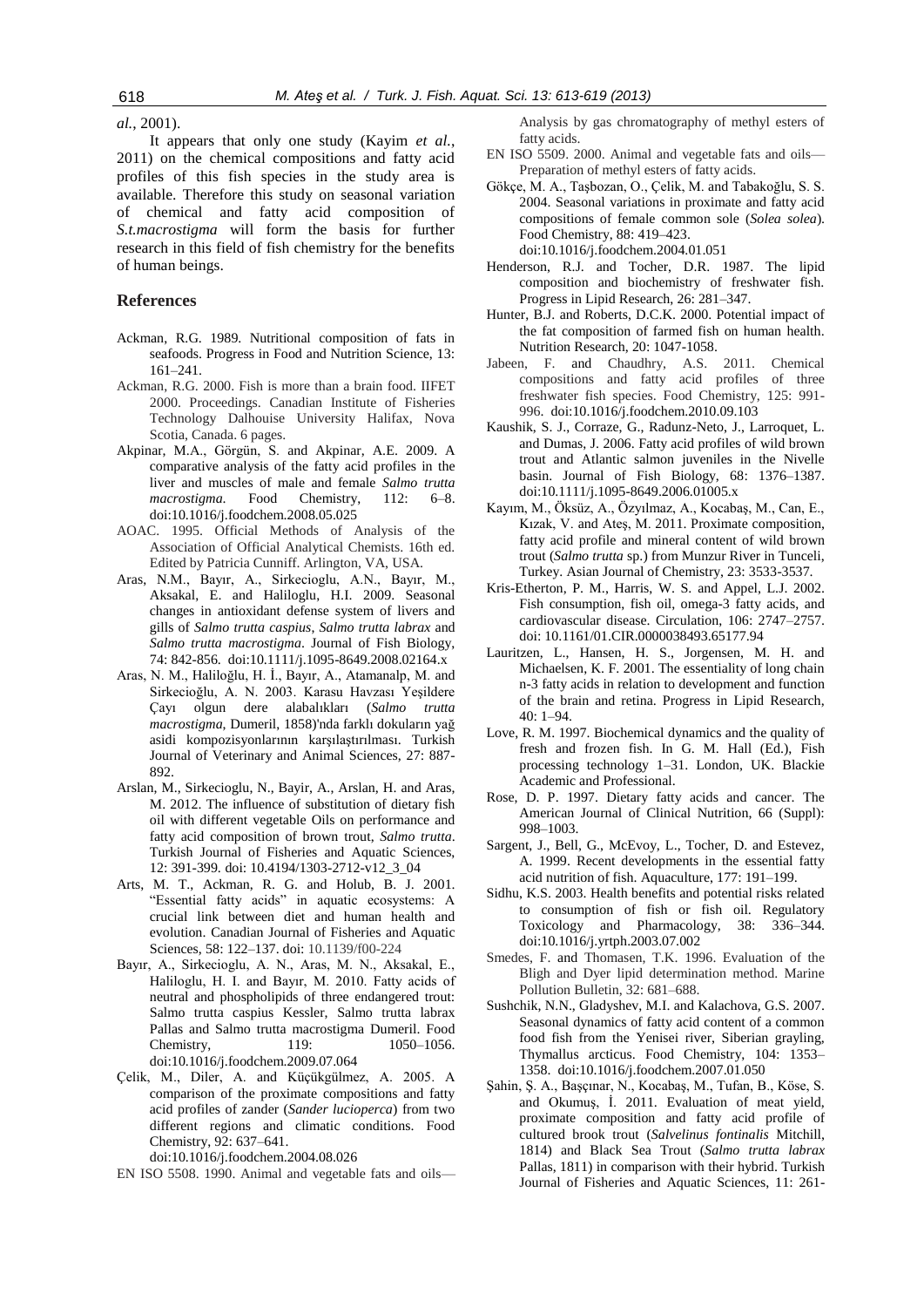*al.*, 2001).

It appears that only one study (Kayim *et al.*, 2011) on the chemical compositions and fatty acid profiles of this fish species in the study area is available. Therefore this study on seasonal variation of chemical and fatty acid composition of *S.t.macrostigma* will form the basis for further research in this field of fish chemistry for the benefits of human beings.

## References

Ackman, R.G. 1989. Nutritional composition of fats in seafoods. Progress in Food and Nutrition Science, 13: 161–241.

Ackman, R.G. 2000. Fish is more than a brain food. IIFET 2000. Proceedings. Canadian Institute of Fisheries Technology Dalhouise University Halifax, Nova Scotia, Canada. 6 pages.

Akpinar, M.A., Görgün, S. and Akpinar, A.E. 2009. A comparative analysis of the fatty acid profiles in the liver and muscles of male and female *Salmo trutta macrostigma.* Food Chemistry, 112: 6–8. doi:10.1016/j.foodchem.2008.05.025

AOAC. 1995. Official Methods of Analysis of the Association of Official Analytical Chemists. 16th ed. Edited by Patricia Cunniff. Arlington, VA, USA.

Aras, N.M., Bayır, A., Sirkecioglu, A.N., Bayır, M., Aksakal, E. and Haliloglu, H.I. 2009. Seasonal changes in antioxidant defense system of livers and gills of *Salmo trutta caspius*, *Salmo trutta labrax* and *Salmo trutta macrostigma*. Journal of Fish Biology, 74: 842-856. doi:10.1111/j.1095-8649.2008.02164.x

Aras, N. M., Haliloğlu, H. İ., Bayır, A., Atamanalp, M. and Sirkecioğlu, A. N. 2003. Karasu Havzası Yeşildere Çayı olgun dere alabalıkları (*Salmo trutta macrostigma*, Dumeril, 1858)'nda farklı dokuların yağ asidi kompozisyonlarının karşılaştırılması. Turkish Journal of Veterinary and Animal Sciences, 27: 887-892.

Arslan, M., Sirkecioglu, N., Bayir, A., Arslan, H. and Aras, M. 2012. The influence of substitution of dietary fish oil with different vegetable Oils on performance and fatty acid composition of brown trout, *Salmo trutta*. Turkish Journal of Fisheries and Aquatic Sciences, 12: 391-399. doi: 10.4194/1303-2712-v12_3_04

Arts, M. T., Ackman, R. G. and Holub, B. J. 2001. "Essential fatty acids" in aquatic ecosystems: A crucial link between diet and human health and evolution. Canadian Journal of Fisheries and Aquatic Sciences, 58: 122–137. doi: 10.1139/f00-224

Bayır, A., Sirkecioglu, A. N., Aras, M. N., Aksakal, E., Haliloglu, H. I. and Bayır, M. 2010. Fatty acids of neutral and phospholipids of three endangered trout: Salmo trutta caspius Kessler, Salmo trutta labrax Pallas and Salmo trutta macrostigma Dumeril. Food Chemistry, 119: 1050–1056. doi:10.1016/j.foodchem.2009.07.064

Çelik, M., Diler, A. and Küçükgülmez, A. 2005. A comparison of the proximate compositions and fatty acid profiles of zander (*Sander lucioperca*) from two different regions and climatic conditions. Food Chemistry, 92: 637–641. doi:10.1016/j.foodchem.2004.08.026

EN ISO 5508. 1990. Animal and vegetable fats and oils—Analysis by gas chromatography of methyl esters of fatty acids.

EN ISO 5509. 2000. Animal and vegetable fats and oils—Preparation of methyl esters of fatty acids.

Gökçe, M. A., Taşbozan, O., Çelik, M. and Tabakoğlu, S. S. 2004. Seasonal variations in proximate and fatty acid compositions of female common sole (*Solea solea*). Food Chemistry, 88: 419–423. doi:10.1016/j.foodchem.2004.01.051

Henderson, R.J. and Tocher, D.R. 1987. The lipid composition and biochemistry of freshwater fish. Progress in Lipid Research, 26: 281–347.

Hunter, B.J. and Roberts, D.C.K. 2000. Potential impact of the fat composition of farmed fish on human health. Nutrition Research, 20: 1047-1058.

Jabeen, F. and Chaudhry, A.S. 2011. Chemical compositions and fatty acid profiles of three freshwater fish species. Food Chemistry, 125: 991-996. doi:10.1016/j.foodchem.2010.09.103

Kaushik, S. J., Corraze, G., Radunz-Neto, J., Larroquet, L. and Dumas, J. 2006. Fatty acid profiles of wild brown trout and Atlantic salmon juveniles in the Nivelle basin. Journal of Fish Biology, 68: 1376–1387. doi:10.1111/j.1095-8649.2006.01005.x

Kayım, M., Öksüz, A., Özyılmaz, A., Kocabaş, M., Can, E., Kızak, V. and Ateş, M. 2011. Proximate composition, fatty acid profile and mineral content of wild brown trout (*Salmo trutta* sp.) from Munzur River in Tunceli, Turkey. Asian Journal of Chemistry, 23: 3533-3537.

Kris-Etherton, P. M., Harris, W. S. and Appel, L.J. 2002. Fish consumption, fish oil, omega-3 fatty acids, and cardiovascular disease. Circulation, 106: 2747–2757. doi: 10.1161/01.CIR.0000038493.65177.94

Lauritzen, L., Hansen, H. S., Jorgensen, M. H. and Michaelsen, K. F. 2001. The essentiality of long chain n-3 fatty acids in relation to development and function of the brain and retina. Progress in Lipid Research, 40: 1–94.

Love, R. M. 1997. Biochemical dynamics and the quality of fresh and frozen fish. In G. M. Hall (Ed.), Fish processing technology 1–31. London, UK. Blackie Academic and Professional.

Rose, D. P. 1997. Dietary fatty acids and cancer. The American Journal of Clinical Nutrition, 66 (Suppl): 998–1003.

Sargent, J., Bell, G., McEvoy, L., Tocher, D. and Estevez, A. 1999. Recent developments in the essential fatty acid nutrition of fish. Aquaculture, 177: 191–199.

Sidhu, K.S. 2003. Health benefits and potential risks related to consumption of fish or fish oil. Regulatory Toxicology and Pharmacology, 38: 336–344. doi:10.1016/j.yrtph.2003.07.002

Smedes, F. and Thomasen, T.K. 1996. Evaluation of the Bligh and Dyer lipid determination method. Marine Pollution Bulletin, 32: 681–688.

Sushchik, N.N., Gladyshev, M.I. and Kalachova, G.S. 2007. Seasonal dynamics of fatty acid content of a common food fish from the Yenisei river, Siberian grayling, Thymallus arcticus. Food Chemistry, 104: 1353–1358. doi:10.1016/j.foodchem.2007.01.050

Şahin, Ş. A., Başçınar, N., Kocabaş, M., Tufan, B., Köse, S. and Okumuş, İ. 2011. Evaluation of meat yield, proximate composition and fatty acid profile of cultured brook trout (*Salvelinus fontinalis* Mitchill, 1814) and Black Sea Trout (*Salmo trutta labrax* Pallas, 1811) in comparison with their hybrid. Turkish Journal of Fisheries and Aquatic Sciences, 11: 261-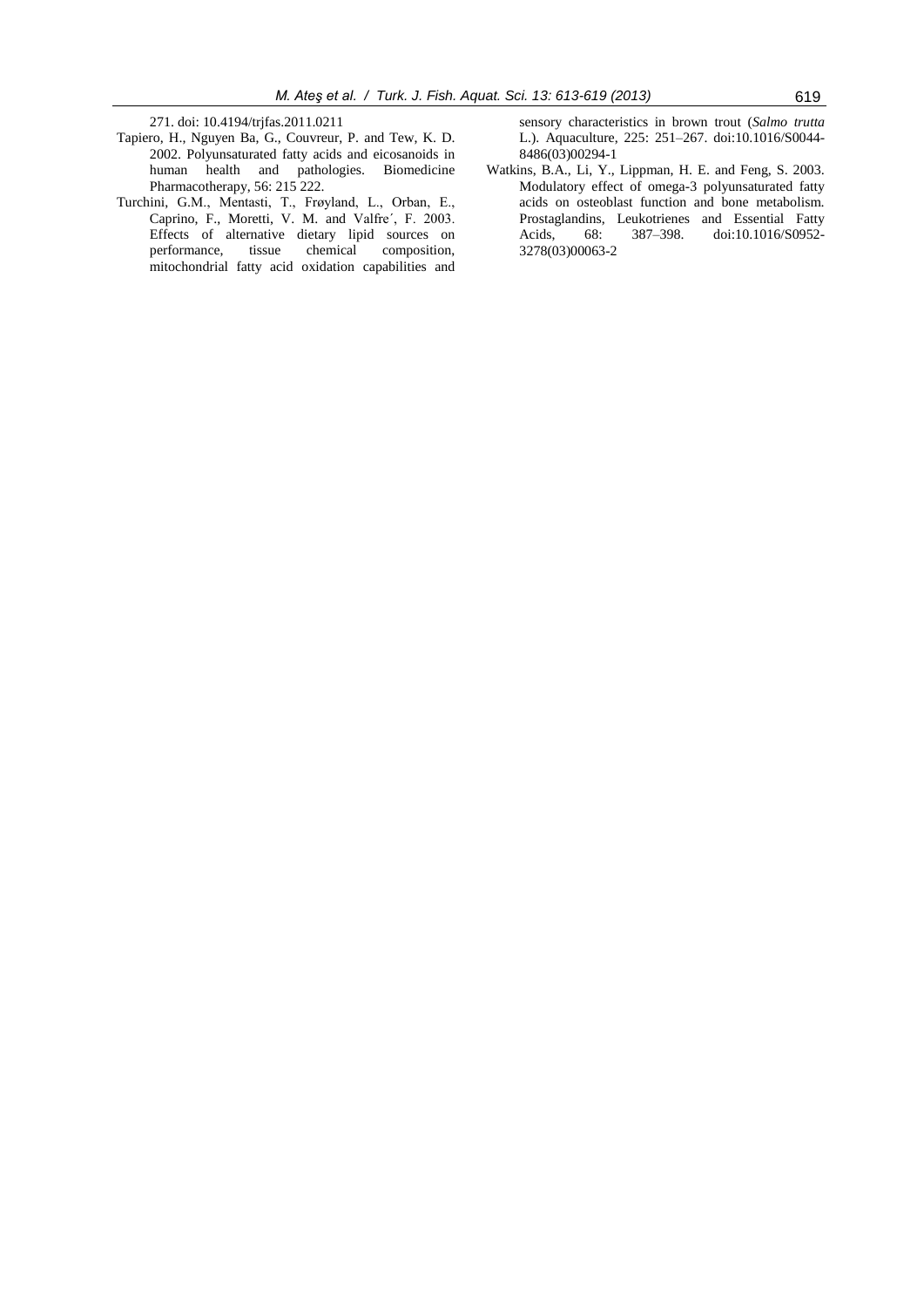271. doi: 10.4194/trjfas.2011.0211

Tapiero, H., Nguyen Ba, G., Couvreur, P. and Tew, K. D. 2002. Polyunsaturated fatty acids and eicosanoids in human health and pathologies. Biomedicine Pharmacotherapy, 56: 215 222.

Turchini, G.M., Mentasti, T., Frøyland, L., Orban, E., Caprino, F., Moretti, V. M. and Valfre´, F. 2003. Effects of alternative dietary lipid sources on performance, tissue chemical composition, mitochondrial fatty acid oxidation capabilities and sensory characteristics in brown trout (*Salmo trutta* L.). Aquaculture, 225: 251–267. doi:10.1016/S0044-8486(03)00294-1

Watkins, B.A., Li, Y., Lippman, H. E. and Feng, S. 2003. Modulatory effect of omega-3 polyunsaturated fatty acids on osteoblast function and bone metabolism. Prostaglandins, Leukotrienes and Essential Fatty Acids, 68: 387–398. doi:10.1016/S0952-3278(03)00063-2